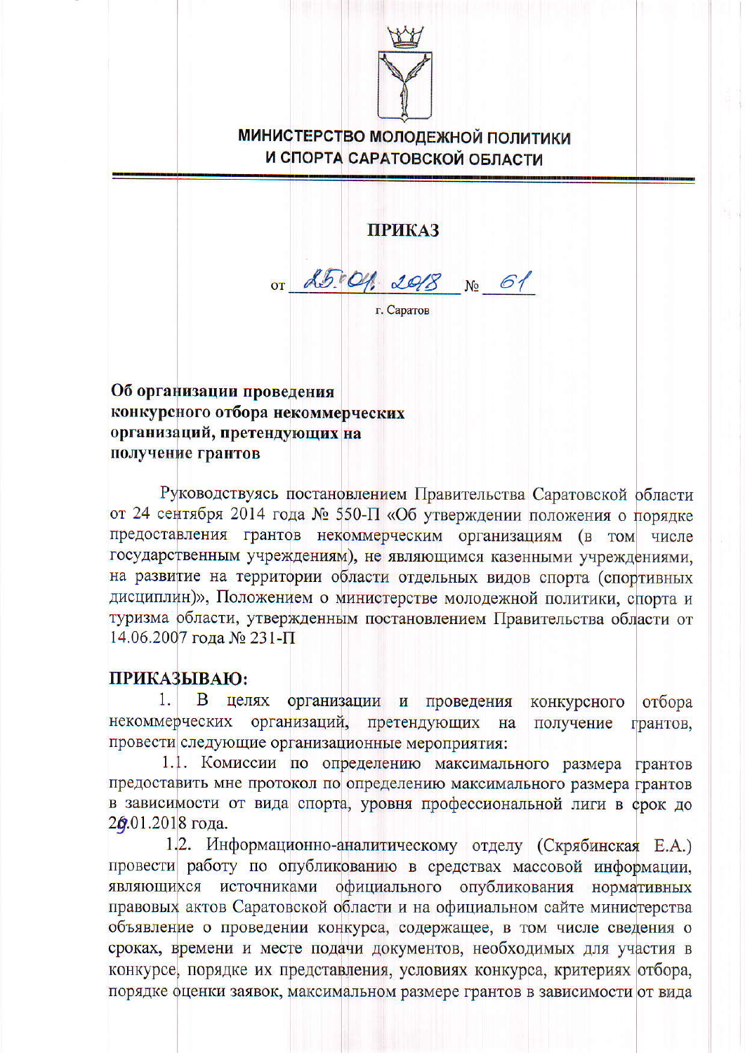**МИНИСТЕРСТВО МОЛОДЕЖНОЙ ПОЛИТИКИ И СПОРТА САРАТОВСКОЙ ОБЛАСТИ**

# ПРИКАЗ

от 25.01.2018 № 61

г. Саратов

**Об организации проведения конкурсного отбора некоммерческих организаций, претендующих на получение грантов**

Руководствуясь постановлением Правительства Саратовской области от 24 сентября 2014 года № 550-П «Об утверждении положения о порядке предоставления грантов некоммерческим организациям (в том числе государственным учреждениям), не являющимся казенными учреждениями, на развитие на территории области отдельных видов спорта (спортивных дисциплин)», Положением о министерстве молодежной политики, спорта и туризма области, утвержденным постановлением Правительства области от 14.06.2007 года № 231-П

**ПРИКАЗЫВАЮ:**

1. В целях организации и проведения конкурсного отбора некоммерческих организаций, претендующих на получение грантов, провести следующие организационные мероприятия:

1.1. Комиссии по определению максимального размера грантов предоставить мне протокол по определению максимального размера грантов в зависимости от вида спорта, уровня профессиональной лиги в срок до 29.01.2018 года.

1.2. Информационно-аналитическому отделу (Скрябинская Е.А.) провести работу по опубликованию в средствах массовой информации, являющихся источниками официального опубликования нормативных правовых актов Саратовской области и на официальном сайте министерства объявление о проведении конкурса, содержащее, в том числе сведения о сроках, времени и месте подачи документов, необходимых для участия в конкурсе, порядке их представления, условиях конкурса, критериях отбора, порядке оценки заявок, максимальном размере грантов в зависимости от вида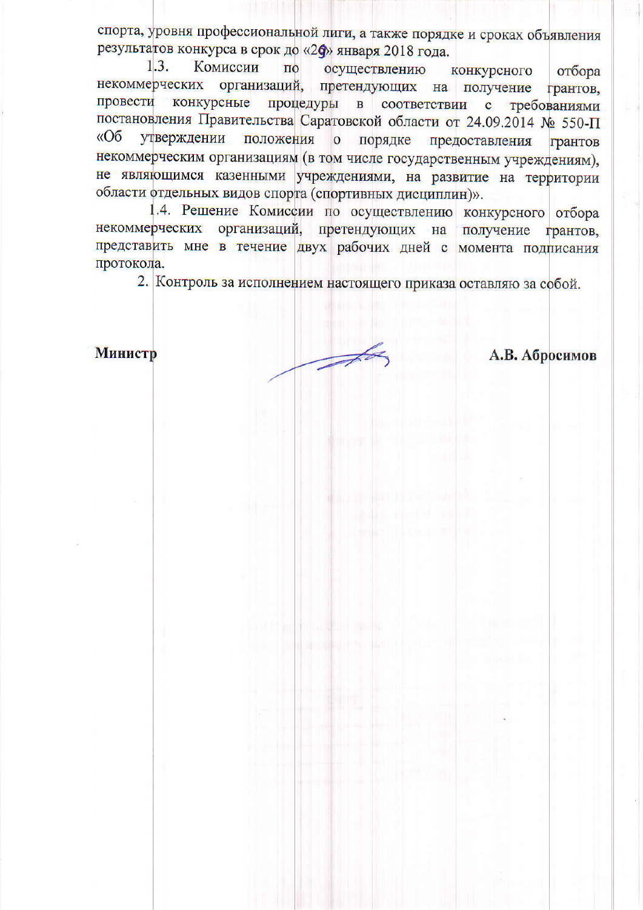спорта, уровня профессиональной лиги, а также порядке и сроках объявления результатов конкурса в срок до «29» января 2018 года.

1.3. Комиссии по осуществлению конкурсного отбора некоммерческих организаций, претендующих на получение грантов, провести конкурсные процедуры в соответствии с требованиями постановления Правительства Саратовской области от 24.09.2014 № 550-П «Об утверждении положения о порядке предоставления грантов некоммерческим организациям (в том числе государственным учреждениям), не являющимся казенными учреждениями, на развитие на территории области отдельных видов спорта (спортивных дисциплин)».

1.4. Решение Комиссии по осуществлению конкурсного отбора некоммерческих организаций, претендующих на получение грантов, представить мне в течение двух рабочих дней с момента подписания протокола.

2. Контроль за исполнением настоящего приказа оставляю за собой.

**Министр** **А.В. Абросимов**